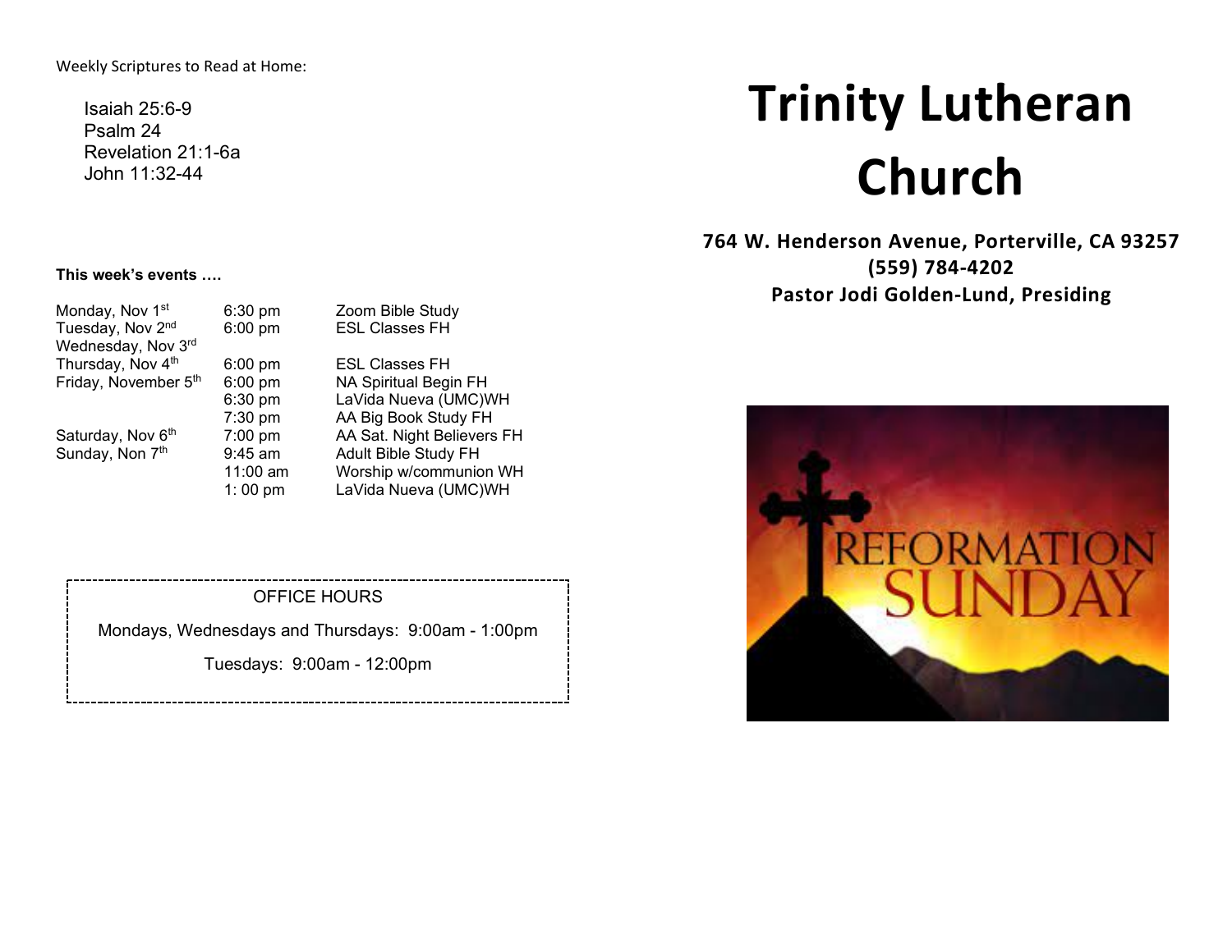Weekly Scriptures to Read at Home:

Isaiah 25:6-9
Psalm 24
Revelation 21:1-6a
John 11:32-44

**This week's events ….**

| | | |
|---|---|---|
| Monday, Nov 1st | 6:30 pm | Zoom Bible Study |
| Tuesday, Nov 2nd | 6:00 pm | ESL Classes FH |
| Wednesday, Nov 3rd | | |
| Thursday, Nov 4th | 6:00 pm | ESL Classes FH |
| Friday, November 5th | 6:00 pm | NA Spiritual Begin FH |
| | 6:30 pm | LaVida Nueva (UMC)WH |
| | 7:30 pm | AA Big Book Study FH |
| Saturday, Nov 6th | 7:00 pm | AA Sat. Night Believers FH |
| Sunday, Non 7th | 9:45 am | Adult Bible Study FH |
| | 11:00 am | Worship w/communion WH |
| | 1: 00 pm | LaVida Nueva (UMC)WH |

OFFICE HOURS

Mondays, Wednesdays and Thursdays: 9:00am - 1:00pm

Tuesdays: 9:00am - 12:00pm

# Trinity Lutheran Church

**764 W. Henderson Avenue, Porterville, CA 93257**
**(559) 784-4202**
**Pastor Jodi Golden-Lund, Presiding**

REFORMATION SUNDAY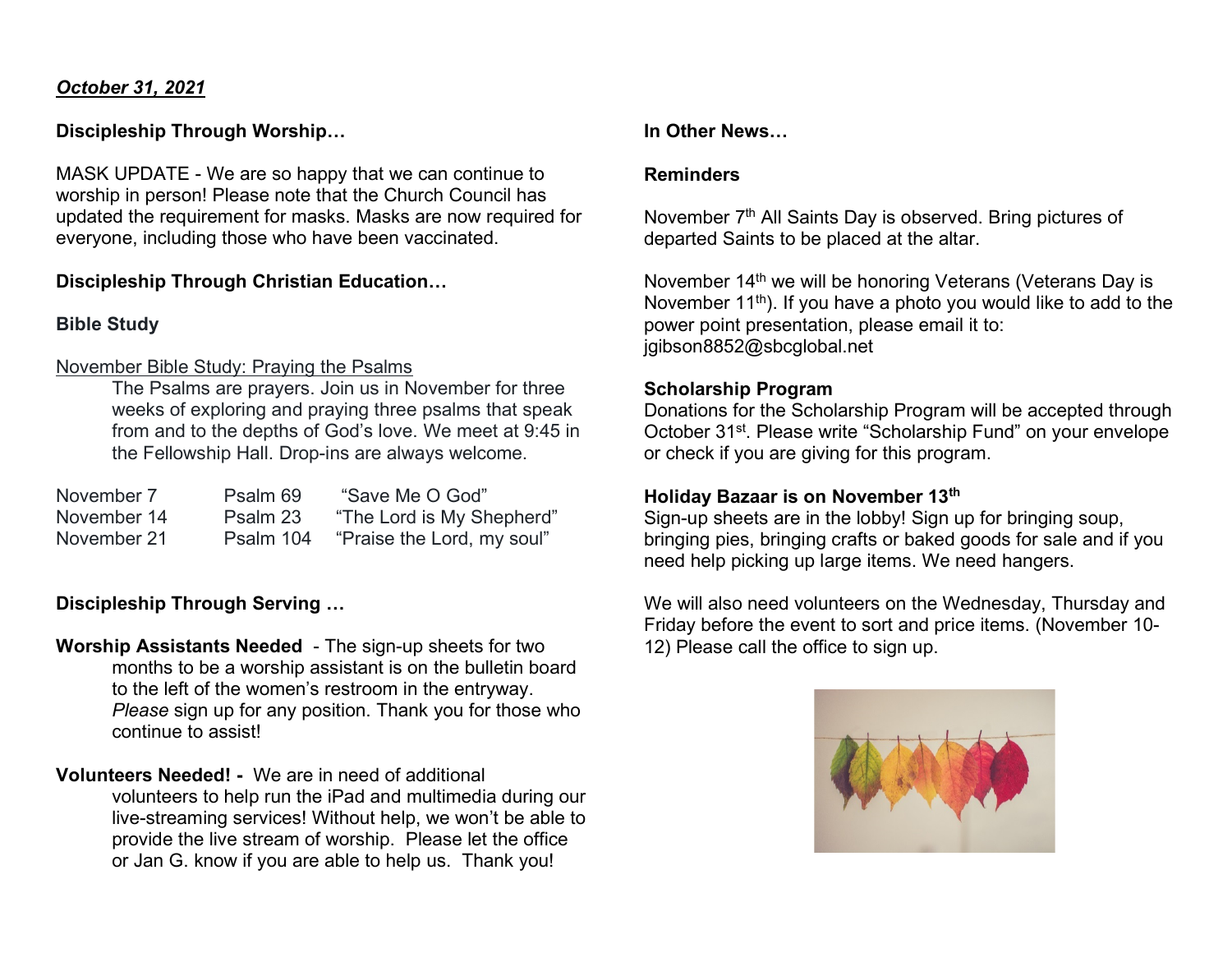***October 31, 2021***

**Discipleship Through Worship…**

MASK UPDATE - We are so happy that we can continue to worship in person! Please note that the Church Council has updated the requirement for masks. Masks are now required for everyone, including those who have been vaccinated.

**Discipleship Through Christian Education…**

**Bible Study**

November Bible Study: Praying the Psalms

The Psalms are prayers. Join us in November for three weeks of exploring and praying three psalms that speak from and to the depths of God's love. We meet at 9:45 in the Fellowship Hall. Drop-ins are always welcome.

| | | |
|---|---|---|
| November 7 | Psalm 69 | "Save Me O God" |
| November 14 | Psalm 23 | "The Lord is My Shepherd" |
| November 21 | Psalm 104 | "Praise the Lord, my soul" |

**Discipleship Through Serving …**

**Worship Assistants Needed** - The sign-up sheets for two months to be a worship assistant is on the bulletin board to the left of the women's restroom in the entryway. *Please* sign up for any position. Thank you for those who continue to assist!

**Volunteers Needed! -** We are in need of additional volunteers to help run the iPad and multimedia during our live-streaming services! Without help, we won't be able to provide the live stream of worship. Please let the office or Jan G. know if you are able to help us. Thank you!

**In Other News…**

**Reminders**

November 7th All Saints Day is observed. Bring pictures of departed Saints to be placed at the altar.

November 14th we will be honoring Veterans (Veterans Day is November 11th). If you have a photo you would like to add to the power point presentation, please email it to: jgibson8852@sbcglobal.net

**Scholarship Program**

Donations for the Scholarship Program will be accepted through October 31st. Please write "Scholarship Fund" on your envelope or check if you are giving for this program.

**Holiday Bazaar is on November 13th**

Sign-up sheets are in the lobby! Sign up for bringing soup, bringing pies, bringing crafts or baked goods for sale and if you need help picking up large items. We need hangers.

We will also need volunteers on the Wednesday, Thursday and Friday before the event to sort and price items. (November 10-12) Please call the office to sign up.